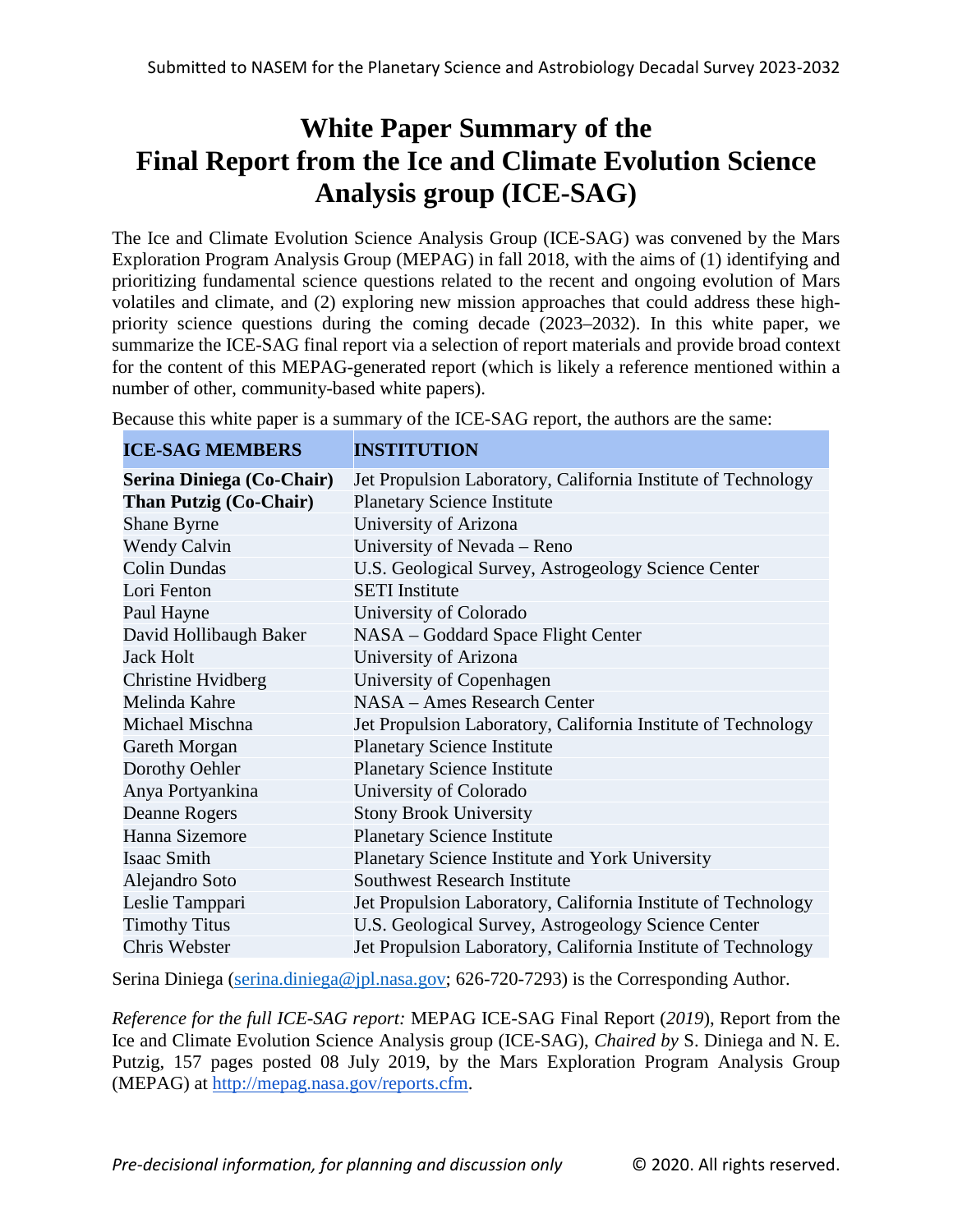# White Paper Summary of the Final Report from the Ice and Climate Evolution Science Analysis group (ICE-SAG)

The Ice and Climate Evolution Science Analysis Group (ICE-SAG) was convened by the Mars Exploration Program Analysis Group (MEPAG) in fall 2018, with the aims of (1) identifying and prioritizing fundamental science questions related to the recent and ongoing evolution of Mars volatiles and climate, and (2) exploring new mission approaches that could address these high-priority science questions during the coming decade (2023–2032). In this white paper, we summarize the ICE-SAG final report via a selection of report materials and provide broad context for the content of this MEPAG-generated report (which is likely a reference mentioned within a number of other, community-based white papers).

Because this white paper is a summary of the ICE-SAG report, the authors are the same:

| ICE-SAG MEMBERS | INSTITUTION |
|---|---|
| **Serina Diniega (Co-Chair)** | Jet Propulsion Laboratory, California Institute of Technology |
| **Than Putzig (Co-Chair)** | Planetary Science Institute |
| Shane Byrne | University of Arizona |
| Wendy Calvin | University of Nevada – Reno |
| Colin Dundas | U.S. Geological Survey, Astrogeology Science Center |
| Lori Fenton | SETI Institute |
| Paul Hayne | University of Colorado |
| David Hollibaugh Baker | NASA – Goddard Space Flight Center |
| Jack Holt | University of Arizona |
| Christine Hvidberg | University of Copenhagen |
| Melinda Kahre | NASA – Ames Research Center |
| Michael Mischna | Jet Propulsion Laboratory, California Institute of Technology |
| Gareth Morgan | Planetary Science Institute |
| Dorothy Oehler | Planetary Science Institute |
| Anya Portyankina | University of Colorado |
| Deanne Rogers | Stony Brook University |
| Hanna Sizemore | Planetary Science Institute |
| Isaac Smith | Planetary Science Institute and York University |
| Alejandro Soto | Southwest Research Institute |
| Leslie Tamppari | Jet Propulsion Laboratory, California Institute of Technology |
| Timothy Titus | U.S. Geological Survey, Astrogeology Science Center |
| Chris Webster | Jet Propulsion Laboratory, California Institute of Technology |

Serina Diniega (serina.diniega@jpl.nasa.gov; 626-720-7293) is the Corresponding Author.

*Reference for the full ICE-SAG report:* MEPAG ICE-SAG Final Report (*2019*), Report from the Ice and Climate Evolution Science Analysis group (ICE-SAG), *Chaired by* S. Diniega and N. E. Putzig, 157 pages posted 08 July 2019, by the Mars Exploration Program Analysis Group (MEPAG) at http://mepag.nasa.gov/reports.cfm.

*Pre-decisional information, for planning and discussion only* © 2020. All rights reserved.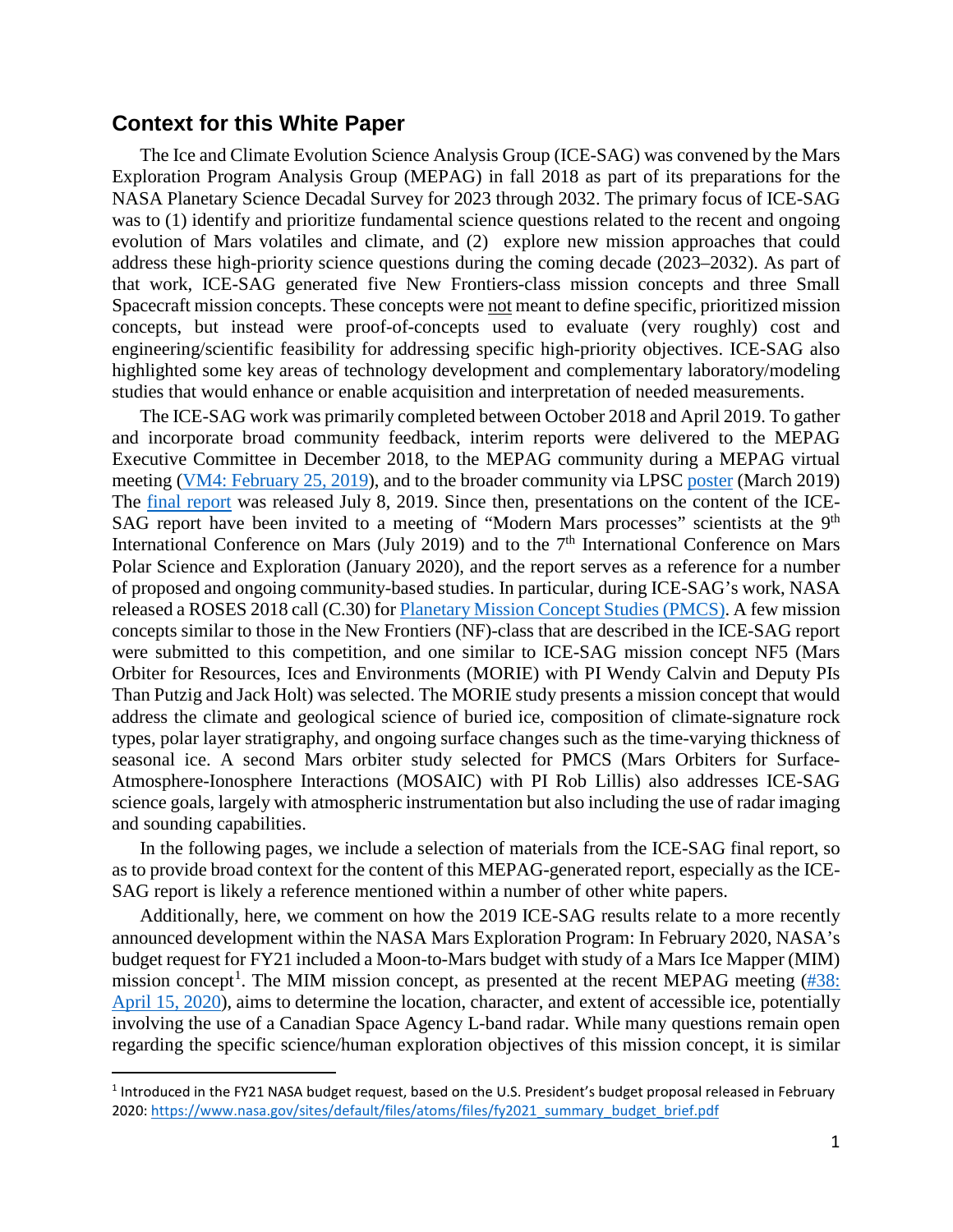## Context for this White Paper

The Ice and Climate Evolution Science Analysis Group (ICE-SAG) was convened by the Mars Exploration Program Analysis Group (MEPAG) in fall 2018 as part of its preparations for the NASA Planetary Science Decadal Survey for 2023 through 2032. The primary focus of ICE-SAG was to (1) identify and prioritize fundamental science questions related to the recent and ongoing evolution of Mars volatiles and climate, and (2) explore new mission approaches that could address these high-priority science questions during the coming decade (2023–2032). As part of that work, ICE-SAG generated five New Frontiers-class mission concepts and three Small Spacecraft mission concepts. These concepts were not meant to define specific, prioritized mission concepts, but instead were proof-of-concepts used to evaluate (very roughly) cost and engineering/scientific feasibility for addressing specific high-priority objectives. ICE-SAG also highlighted some key areas of technology development and complementary laboratory/modeling studies that would enhance or enable acquisition and interpretation of needed measurements.

The ICE-SAG work was primarily completed between October 2018 and April 2019. To gather and incorporate broad community feedback, interim reports were delivered to the MEPAG Executive Committee in December 2018, to the MEPAG community during a MEPAG virtual meeting (VM4: February 25, 2019), and to the broader community via LPSC poster (March 2019) The final report was released July 8, 2019. Since then, presentations on the content of the ICE-SAG report have been invited to a meeting of "Modern Mars processes" scientists at the 9th International Conference on Mars (July 2019) and to the 7th International Conference on Mars Polar Science and Exploration (January 2020), and the report serves as a reference for a number of proposed and ongoing community-based studies. In particular, during ICE-SAG's work, NASA released a ROSES 2018 call (C.30) for Planetary Mission Concept Studies (PMCS). A few mission concepts similar to those in the New Frontiers (NF)-class that are described in the ICE-SAG report were submitted to this competition, and one similar to ICE-SAG mission concept NF5 (Mars Orbiter for Resources, Ices and Environments (MORIE) with PI Wendy Calvin and Deputy PIs Than Putzig and Jack Holt) was selected. The MORIE study presents a mission concept that would address the climate and geological science of buried ice, composition of climate-signature rock types, polar layer stratigraphy, and ongoing surface changes such as the time-varying thickness of seasonal ice. A second Mars orbiter study selected for PMCS (Mars Orbiters for Surface-Atmosphere-Ionosphere Interactions (MOSAIC) with PI Rob Lillis) also addresses ICE-SAG science goals, largely with atmospheric instrumentation but also including the use of radar imaging and sounding capabilities.

In the following pages, we include a selection of materials from the ICE-SAG final report, so as to provide broad context for the content of this MEPAG-generated report, especially as the ICE-SAG report is likely a reference mentioned within a number of other white papers.

Additionally, here, we comment on how the 2019 ICE-SAG results relate to a more recently announced development within the NASA Mars Exploration Program: In February 2020, NASA's budget request for FY21 included a Moon-to-Mars budget with study of a Mars Ice Mapper (MIM) mission concept[1]. The MIM mission concept, as presented at the recent MEPAG meeting (#38: April 15, 2020), aims to determine the location, character, and extent of accessible ice, potentially involving the use of a Canadian Space Agency L-band radar. While many questions remain open regarding the specific science/human exploration objectives of this mission concept, it is similar

[1] Introduced in the FY21 NASA budget request, based on the U.S. President's budget proposal released in February 2020: https://www.nasa.gov/sites/default/files/atoms/files/fy2021_summary_budget_brief.pdf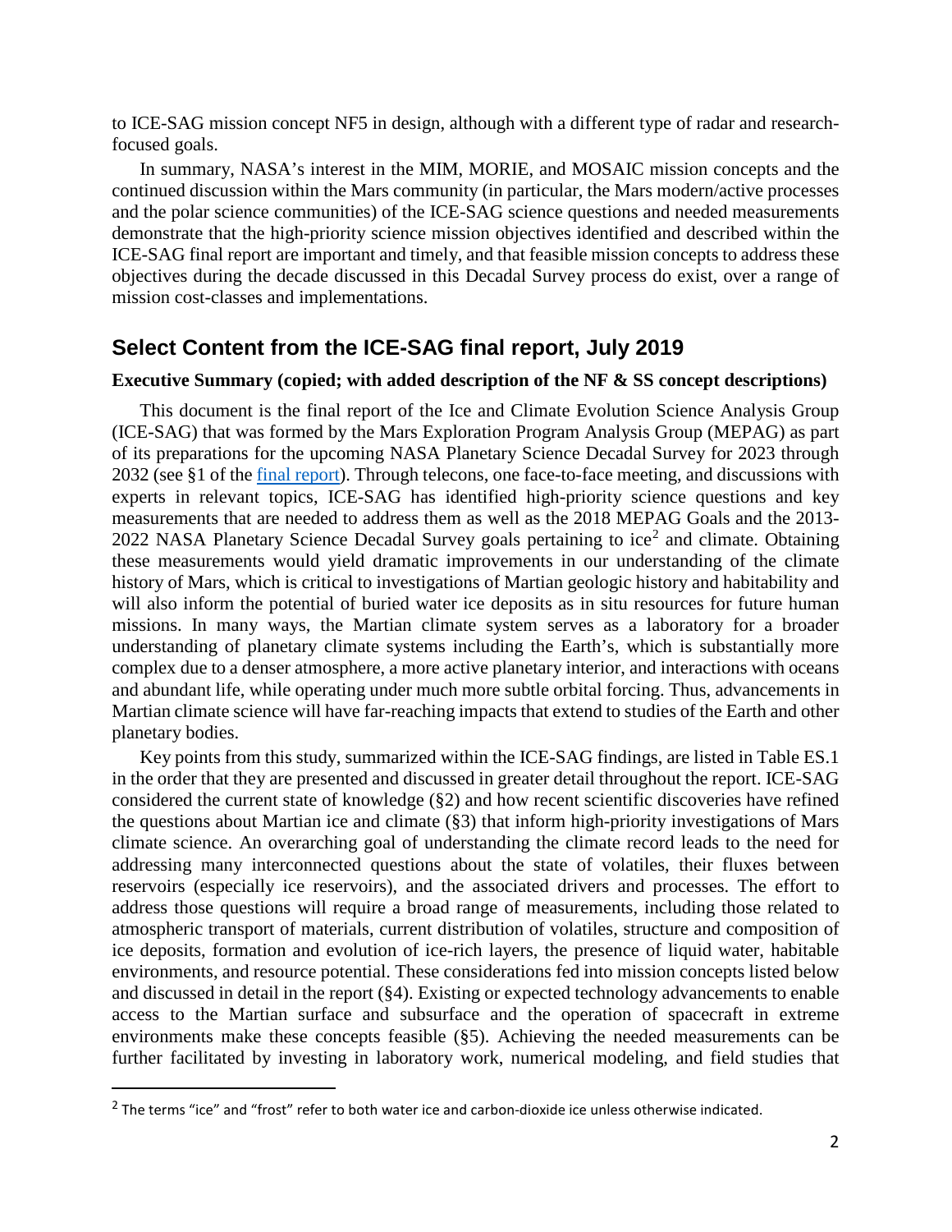to ICE-SAG mission concept NF5 in design, although with a different type of radar and research-focused goals.

In summary, NASA's interest in the MIM, MORIE, and MOSAIC mission concepts and the continued discussion within the Mars community (in particular, the Mars modern/active processes and the polar science communities) of the ICE-SAG science questions and needed measurements demonstrate that the high-priority science mission objectives identified and described within the ICE-SAG final report are important and timely, and that feasible mission concepts to address these objectives during the decade discussed in this Decadal Survey process do exist, over a range of mission cost-classes and implementations.

## Select Content from the ICE-SAG final report, July 2019

**Executive Summary (copied; with added description of the NF & SS concept descriptions)**

This document is the final report of the Ice and Climate Evolution Science Analysis Group (ICE-SAG) that was formed by the Mars Exploration Program Analysis Group (MEPAG) as part of its preparations for the upcoming NASA Planetary Science Decadal Survey for 2023 through 2032 (see §1 of the final report). Through telecons, one face-to-face meeting, and discussions with experts in relevant topics, ICE-SAG has identified high-priority science questions and key measurements that are needed to address them as well as the 2018 MEPAG Goals and the 2013-2022 NASA Planetary Science Decadal Survey goals pertaining to ice[2] and climate. Obtaining these measurements would yield dramatic improvements in our understanding of the climate history of Mars, which is critical to investigations of Martian geologic history and habitability and will also inform the potential of buried water ice deposits as in situ resources for future human missions. In many ways, the Martian climate system serves as a laboratory for a broader understanding of planetary climate systems including the Earth's, which is substantially more complex due to a denser atmosphere, a more active planetary interior, and interactions with oceans and abundant life, while operating under much more subtle orbital forcing. Thus, advancements in Martian climate science will have far-reaching impacts that extend to studies of the Earth and other planetary bodies.

Key points from this study, summarized within the ICE-SAG findings, are listed in Table ES.1 in the order that they are presented and discussed in greater detail throughout the report. ICE-SAG considered the current state of knowledge (§2) and how recent scientific discoveries have refined the questions about Martian ice and climate (§3) that inform high-priority investigations of Mars climate science. An overarching goal of understanding the climate record leads to the need for addressing many interconnected questions about the state of volatiles, their fluxes between reservoirs (especially ice reservoirs), and the associated drivers and processes. The effort to address those questions will require a broad range of measurements, including those related to atmospheric transport of materials, current distribution of volatiles, structure and composition of ice deposits, formation and evolution of ice-rich layers, the presence of liquid water, habitable environments, and resource potential. These considerations fed into mission concepts listed below and discussed in detail in the report (§4). Existing or expected technology advancements to enable access to the Martian surface and subsurface and the operation of spacecraft in extreme environments make these concepts feasible (§5). Achieving the needed measurements can be further facilitated by investing in laboratory work, numerical modeling, and field studies that

---

[2] The terms "ice" and "frost" refer to both water ice and carbon-dioxide ice unless otherwise indicated.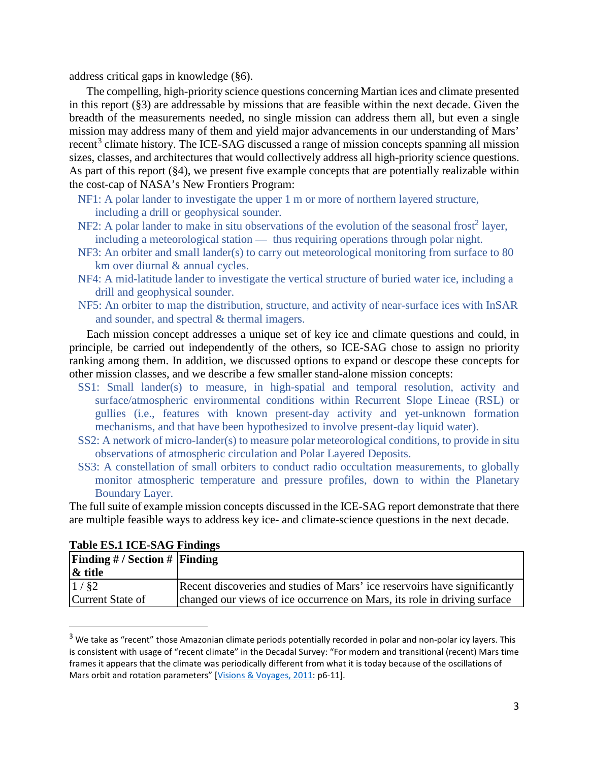address critical gaps in knowledge (§6).

The compelling, high-priority science questions concerning Martian ices and climate presented in this report (§3) are addressable by missions that are feasible within the next decade. Given the breadth of the measurements needed, no single mission can address them all, but even a single mission may address many of them and yield major advancements in our understanding of Mars' recent[3] climate history. The ICE-SAG discussed a range of mission concepts spanning all mission sizes, classes, and architectures that would collectively address all high-priority science questions. As part of this report (§4), we present five example concepts that are potentially realizable within the cost-cap of NASA's New Frontiers Program:

- NF1: A polar lander to investigate the upper 1 m or more of northern layered structure, including a drill or geophysical sounder.
- NF2: A polar lander to make in situ observations of the evolution of the seasonal frost[2] layer, including a meteorological station — thus requiring operations through polar night.
- NF3: An orbiter and small lander(s) to carry out meteorological monitoring from surface to 80 km over diurnal & annual cycles.
- NF4: A mid-latitude lander to investigate the vertical structure of buried water ice, including a drill and geophysical sounder.
- NF5: An orbiter to map the distribution, structure, and activity of near-surface ices with InSAR and sounder, and spectral & thermal imagers.

Each mission concept addresses a unique set of key ice and climate questions and could, in principle, be carried out independently of the others, so ICE-SAG chose to assign no priority ranking among them. In addition, we discussed options to expand or descope these concepts for other mission classes, and we describe a few smaller stand-alone mission concepts:

- SS1: Small lander(s) to measure, in high-spatial and temporal resolution, activity and surface/atmospheric environmental conditions within Recurrent Slope Lineae (RSL) or gullies (i.e., features with known present-day activity and yet-unknown formation mechanisms, and that have been hypothesized to involve present-day liquid water).
- SS2: A network of micro-lander(s) to measure polar meteorological conditions, to provide in situ observations of atmospheric circulation and Polar Layered Deposits.
- SS3: A constellation of small orbiters to conduct radio occultation measurements, to globally monitor atmospheric temperature and pressure profiles, down to within the Planetary Boundary Layer.

The full suite of example mission concepts discussed in the ICE-SAG report demonstrate that there are multiple feasible ways to address key ice- and climate-science questions in the next decade.

**Table ES.1 ICE-SAG Findings**

| Finding # / Section # & title | Finding |
|---|---|
| 1 / §2 Current State of | Recent discoveries and studies of Mars' ice reservoirs have significantly changed our views of ice occurrence on Mars, its role in driving surface |

[3] We take as "recent" those Amazonian climate periods potentially recorded in polar and non-polar icy layers. This is consistent with usage of "recent climate" in the Decadal Survey: "For modern and transitional (recent) Mars time frames it appears that the climate was periodically different from what it is today because of the oscillations of Mars orbit and rotation parameters" [Visions & Voyages, 2011: p6-11].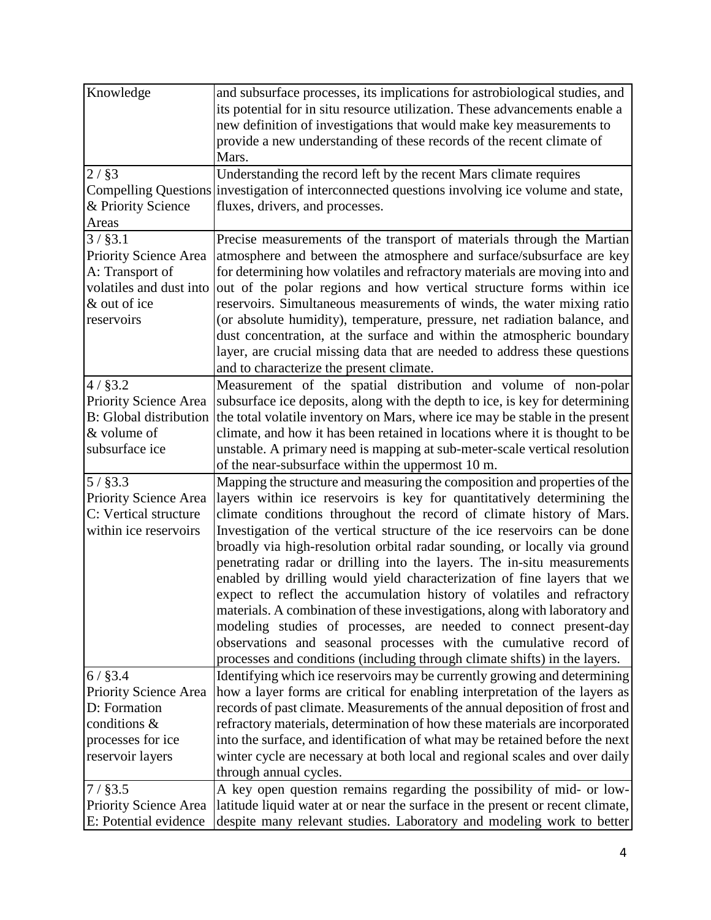| | |
|---|---|
| Knowledge | and subsurface processes, its implications for astrobiological studies, and its potential for in situ resource utilization. These advancements enable a new definition of investigations that would make key measurements to provide a new understanding of these records of the recent climate of Mars. |
| 2 / §3 Compelling Questions & Priority Science Areas | Understanding the record left by the recent Mars climate requires investigation of interconnected questions involving ice volume and state, fluxes, drivers, and processes. |
| 3 / §3.1 Priority Science Area A: Transport of volatiles and dust into & out of ice reservoirs | Precise measurements of the transport of materials through the Martian atmosphere and between the atmosphere and surface/subsurface are key for determining how volatiles and refractory materials are moving into and out of the polar regions and how vertical structure forms within ice reservoirs. Simultaneous measurements of winds, the water mixing ratio (or absolute humidity), temperature, pressure, net radiation balance, and dust concentration, at the surface and within the atmospheric boundary layer, are crucial missing data that are needed to address these questions and to characterize the present climate. |
| 4 / §3.2 Priority Science Area B: Global distribution & volume of subsurface ice | Measurement of the spatial distribution and volume of non-polar subsurface ice deposits, along with the depth to ice, is key for determining the total volatile inventory on Mars, where ice may be stable in the present climate, and how it has been retained in locations where it is thought to be unstable. A primary need is mapping at sub-meter-scale vertical resolution of the near-subsurface within the uppermost 10 m. |
| 5 / §3.3 Priority Science Area C: Vertical structure within ice reservoirs | Mapping the structure and measuring the composition and properties of the layers within ice reservoirs is key for quantitatively determining the climate conditions throughout the record of climate history of Mars. Investigation of the vertical structure of the ice reservoirs can be done broadly via high-resolution orbital radar sounding, or locally via ground penetrating radar or drilling into the layers. The in-situ measurements enabled by drilling would yield characterization of fine layers that we expect to reflect the accumulation history of volatiles and refractory materials. A combination of these investigations, along with laboratory and modeling studies of processes, are needed to connect present-day observations and seasonal processes with the cumulative record of processes and conditions (including through climate shifts) in the layers. |
| 6 / §3.4 Priority Science Area D: Formation conditions & processes for ice reservoir layers | Identifying which ice reservoirs may be currently growing and determining how a layer forms are critical for enabling interpretation of the layers as records of past climate. Measurements of the annual deposition of frost and refractory materials, determination of how these materials are incorporated into the surface, and identification of what may be retained before the next winter cycle are necessary at both local and regional scales and over daily through annual cycles. |
| 7 / §3.5 Priority Science Area E: Potential evidence | A key open question remains regarding the possibility of mid- or low-latitude liquid water at or near the surface in the present or recent climate, despite many relevant studies. Laboratory and modeling work to better |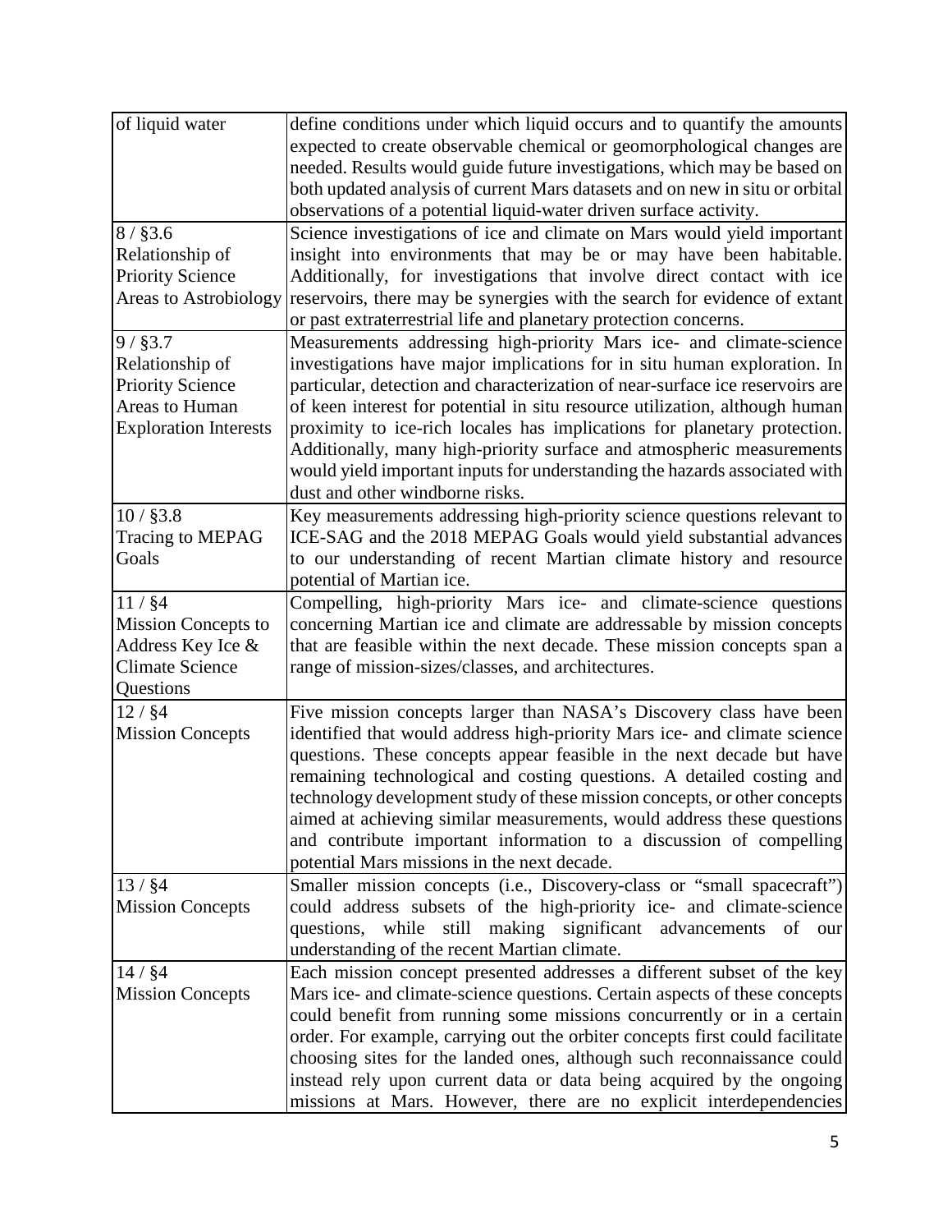| | |
|---|---|
| of liquid water | define conditions under which liquid occurs and to quantify the amounts expected to create observable chemical or geomorphological changes are needed. Results would guide future investigations, which may be based on both updated analysis of current Mars datasets and on new in situ or orbital observations of a potential liquid-water driven surface activity. |
| 8 / §3.6 Relationship of Priority Science Areas to Astrobiology | Science investigations of ice and climate on Mars would yield important insight into environments that may be or may have been habitable. Additionally, for investigations that involve direct contact with ice reservoirs, there may be synergies with the search for evidence of extant or past extraterrestrial life and planetary protection concerns. |
| 9 / §3.7 Relationship of Priority Science Areas to Human Exploration Interests | Measurements addressing high-priority Mars ice- and climate-science investigations have major implications for in situ human exploration. In particular, detection and characterization of near-surface ice reservoirs are of keen interest for potential in situ resource utilization, although human proximity to ice-rich locales has implications for planetary protection. Additionally, many high-priority surface and atmospheric measurements would yield important inputs for understanding the hazards associated with dust and other windborne risks. |
| 10 / §3.8 Tracing to MEPAG Goals | Key measurements addressing high-priority science questions relevant to ICE-SAG and the 2018 MEPAG Goals would yield substantial advances to our understanding of recent Martian climate history and resource potential of Martian ice. |
| 11 / §4 Mission Concepts to Address Key Ice & Climate Science Questions | Compelling, high-priority Mars ice- and climate-science questions concerning Martian ice and climate are addressable by mission concepts that are feasible within the next decade. These mission concepts span a range of mission-sizes/classes, and architectures. |
| 12 / §4 Mission Concepts | Five mission concepts larger than NASA's Discovery class have been identified that would address high-priority Mars ice- and climate science questions. These concepts appear feasible in the next decade but have remaining technological and costing questions. A detailed costing and technology development study of these mission concepts, or other concepts aimed at achieving similar measurements, would address these questions and contribute important information to a discussion of compelling potential Mars missions in the next decade. |
| 13 / §4 Mission Concepts | Smaller mission concepts (i.e., Discovery-class or "small spacecraft") could address subsets of the high-priority ice- and climate-science questions, while still making significant advancements of our understanding of the recent Martian climate. |
| 14 / §4 Mission Concepts | Each mission concept presented addresses a different subset of the key Mars ice- and climate-science questions. Certain aspects of these concepts could benefit from running some missions concurrently or in a certain order. For example, carrying out the orbiter concepts first could facilitate choosing sites for the landed ones, although such reconnaissance could instead rely upon current data or data being acquired by the ongoing missions at Mars. However, there are no explicit interdependencies |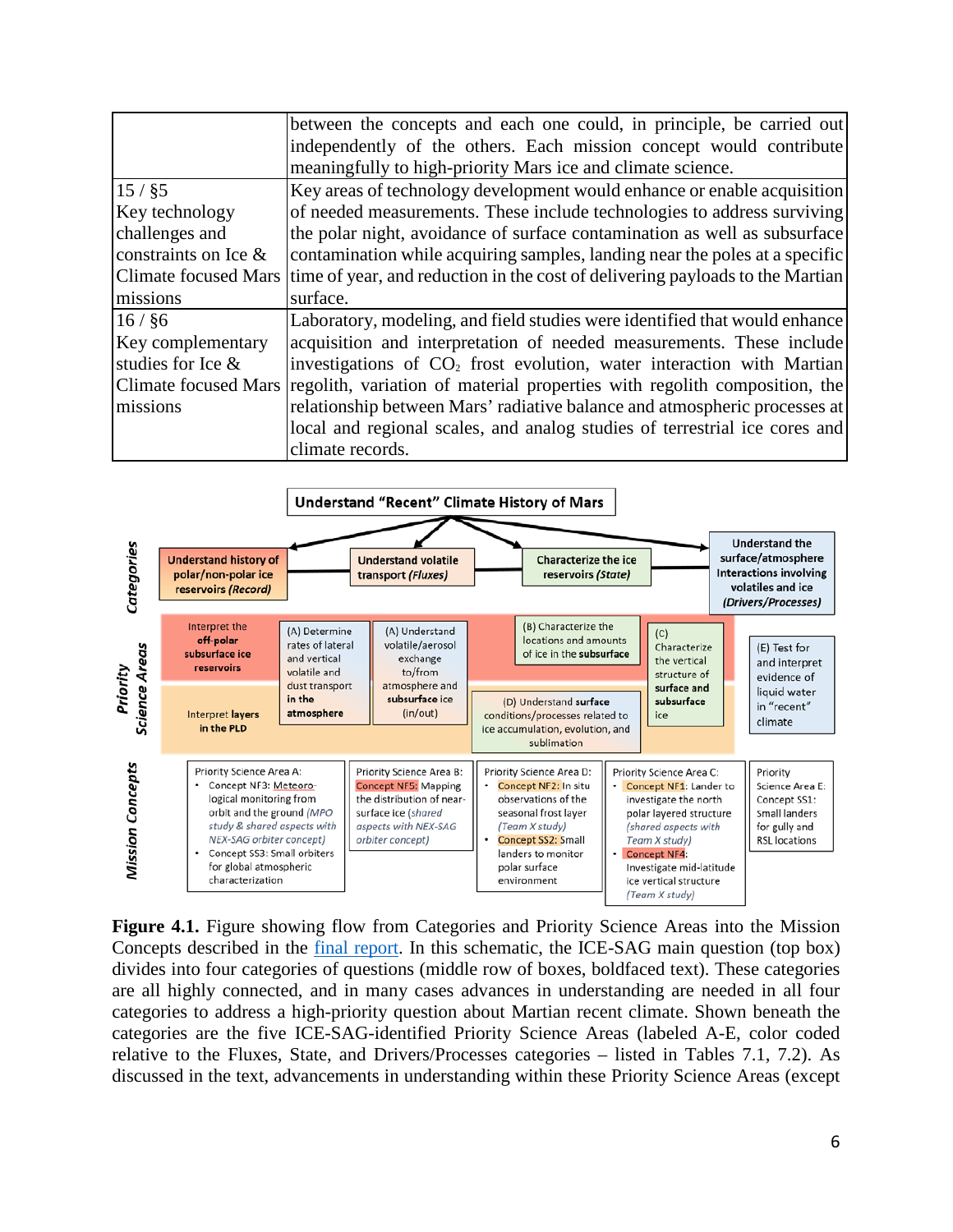|  |  |
|---|---|
|  | between the concepts and each one could, in principle, be carried out independently of the others. Each mission concept would contribute meaningfully to high-priority Mars ice and climate science. |
| 15 / §5 Key technology challenges and constraints on Ice & Climate focused Mars missions | Key areas of technology development would enhance or enable acquisition of needed measurements. These include technologies to address surviving the polar night, avoidance of surface contamination as well as subsurface contamination while acquiring samples, landing near the poles at a specific time of year, and reduction in the cost of delivering payloads to the Martian surface. |
| 16 / §6 Key complementary studies for Ice & Climate focused Mars missions | Laboratory, modeling, and field studies were identified that would enhance acquisition and interpretation of needed measurements. These include investigations of $CO_2$ frost evolution, water interaction with Martian regolith, variation of material properties with regolith composition, the relationship between Mars' radiative balance and atmospheric processes at local and regional scales, and analog studies of terrestrial ice cores and climate records. |

**Figure 4.1.** Figure showing flow from Categories and Priority Science Areas into the Mission Concepts described in the final report. In this schematic, the ICE-SAG main question (top box) divides into four categories of questions (middle row of boxes, boldfaced text). These categories are all highly connected, and in many cases advances in understanding are needed in all four categories to address a high-priority question about Martian recent climate. Shown beneath the categories are the five ICE-SAG-identified Priority Science Areas (labeled A-E, color coded relative to the Fluxes, State, and Drivers/Processes categories – listed in Tables 7.1, 7.2). As discussed in the text, advancements in understanding within these Priority Science Areas (except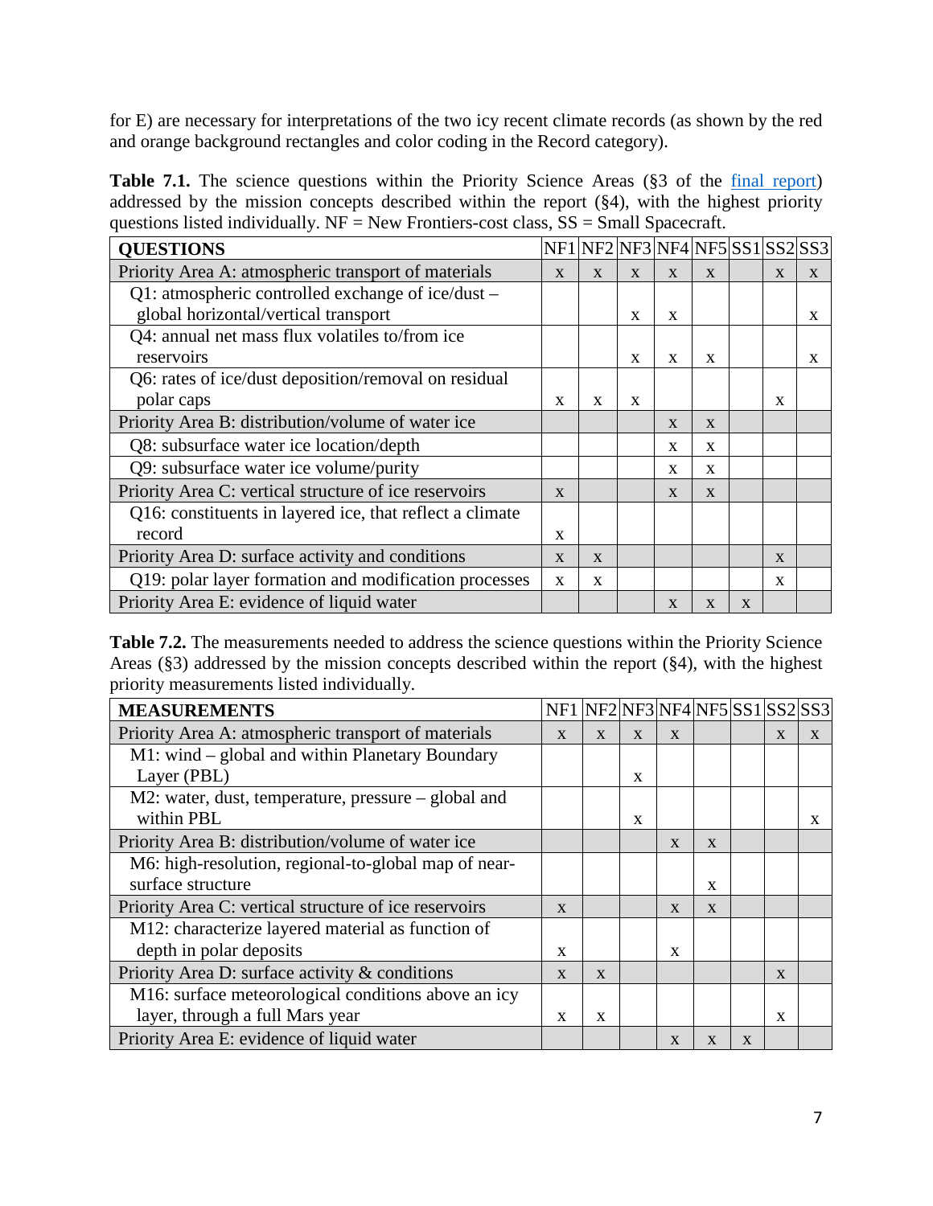for E) are necessary for interpretations of the two icy recent climate records (as shown by the red and orange background rectangles and color coding in the Record category).

**Table 7.1.** The science questions within the Priority Science Areas (§3 of the final report) addressed by the mission concepts described within the report (§4), with the highest priority questions listed individually. NF = New Frontiers-cost class, SS = Small Spacecraft.

| QUESTIONS | NF1 | NF2 | NF3 | NF4 | NF5 | SS1 | SS2 | SS3 |
|---|---|---|---|---|---|---|---|---|
| Priority Area A: atmospheric transport of materials | x | x | x | x | x | | x | x |
| Q1: atmospheric controlled exchange of ice/dust – global horizontal/vertical transport | | | x | x | | | | x |
| Q4: annual net mass flux volatiles to/from ice reservoirs | | | x | x | x | | | x |
| Q6: rates of ice/dust deposition/removal on residual polar caps | x | x | x | | | | x | |
| Priority Area B: distribution/volume of water ice | | | | x | x | | | |
| Q8: subsurface water ice location/depth | | | | x | x | | | |
| Q9: subsurface water ice volume/purity | | | | x | x | | | |
| Priority Area C: vertical structure of ice reservoirs | x | | | x | x | | | |
| Q16: constituents in layered ice, that reflect a climate record | x | | | | | | | |
| Priority Area D: surface activity and conditions | x | x | | | | | x | |
| Q19: polar layer formation and modification processes | x | x | | | | | x | |
| Priority Area E: evidence of liquid water | | | | x | x | x | | |

**Table 7.2.** The measurements needed to address the science questions within the Priority Science Areas (§3) addressed by the mission concepts described within the report (§4), with the highest priority measurements listed individually.

| MEASUREMENTS | NF1 | NF2 | NF3 | NF4 | NF5 | SS1 | SS2 | SS3 |
|---|---|---|---|---|---|---|---|---|
| Priority Area A: atmospheric transport of materials | x | x | x | x | | | x | x |
| M1: wind – global and within Planetary Boundary Layer (PBL) | | | x | | | | | |
| M2: water, dust, temperature, pressure – global and within PBL | | | x | | | | | x |
| Priority Area B: distribution/volume of water ice | | | | x | x | | | |
| M6: high-resolution, regional-to-global map of near-surface structure | | | | | x | | | |
| Priority Area C: vertical structure of ice reservoirs | x | | | x | x | | | |
| M12: characterize layered material as function of depth in polar deposits | x | | | x | | | | |
| Priority Area D: surface activity & conditions | x | x | | | | | x | |
| M16: surface meteorological conditions above an icy layer, through a full Mars year | x | x | | | | | x | |
| Priority Area E: evidence of liquid water | | | | x | x | x | | |